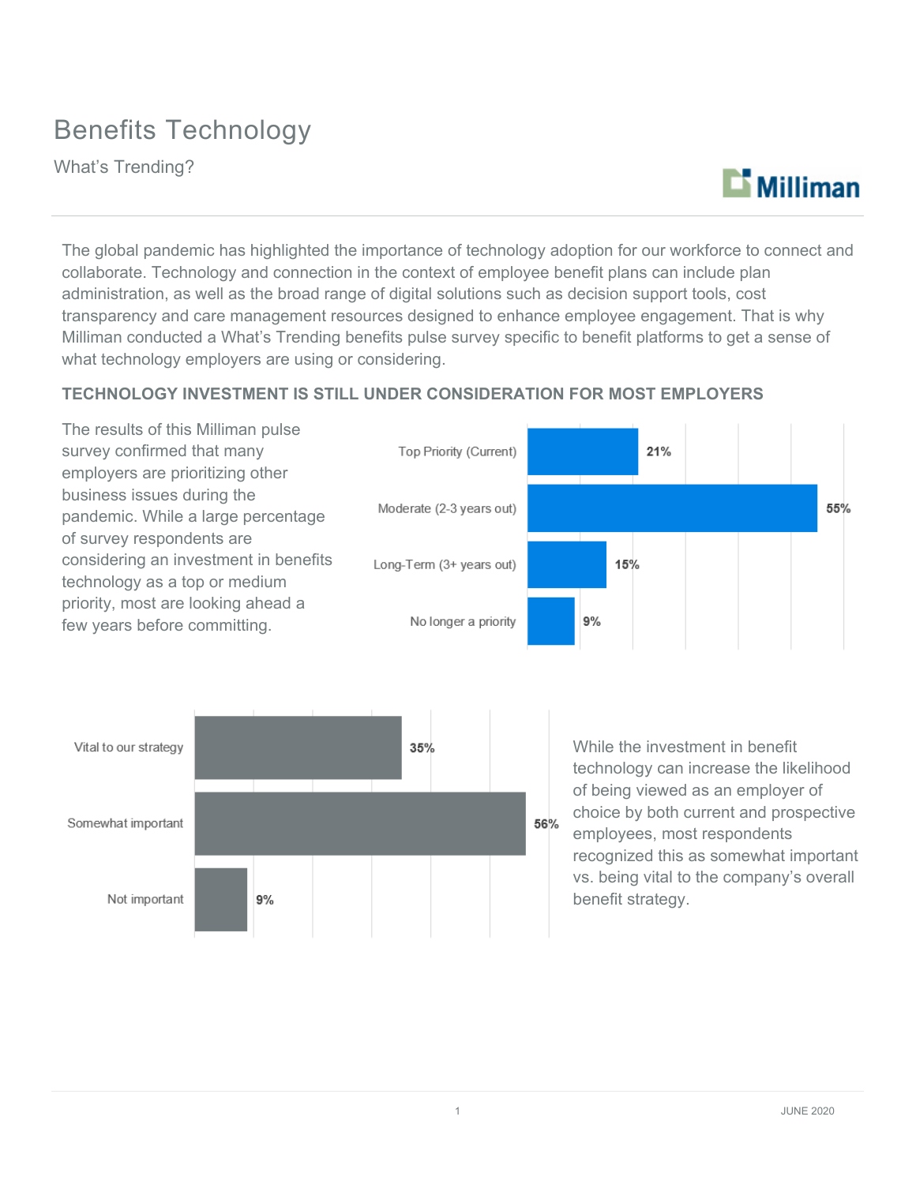# Benefits Technology

What's Trending?

Milliman

The global pandemic has highlighted the importance of technology adoption for our workforce to connect and collaborate. Technology and connection in the context of employee benefit plans can include plan administration, as well as the broad range of digital solutions such as decision support tools, cost transparency and care management resources designed to enhance employee engagement. That is why Milliman conducted a What's Trending benefits pulse survey specific to benefit platforms to get a sense of what technology employers are using or considering.

## TECHNOLOGY INVESTMENT IS STILL UNDER CONSIDERATION FOR MOST EMPLOYERS

The results of this Milliman pulse survey confirmed that many employers are prioritizing other business issues during the pandemic. While a large percentage of survey respondents are considering an investment in benefits technology as a top or medium priority, most are looking ahead a few years before committing.

| Priority | Percentage |
|---|---|
| Top Priority (Current) | 21% |
| Moderate (2-3 years out) | 55% |
| Long-Term (3+ years out) | 15% |
| No longer a priority | 9% |

| Importance | Percentage |
|---|---|
| Vital to our strategy | 35% |
| Somewhat important | 56% |
| Not important | 9% |

While the investment in benefit technology can increase the likelihood of being viewed as an employer of choice by both current and prospective employees, most respondents recognized this as somewhat important vs. being vital to the company's overall benefit strategy.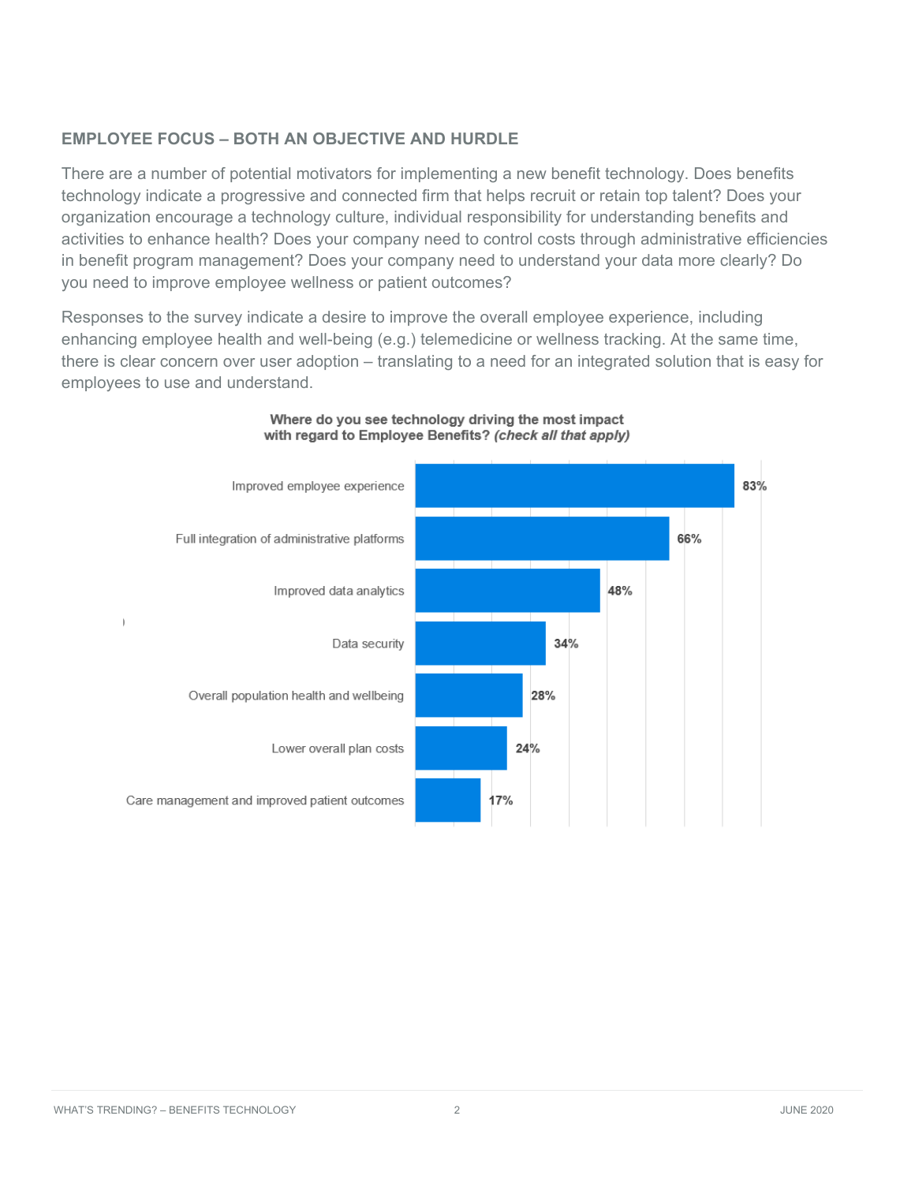## EMPLOYEE FOCUS – BOTH AN OBJECTIVE AND HURDLE

There are a number of potential motivators for implementing a new benefit technology. Does benefits technology indicate a progressive and connected firm that helps recruit or retain top talent? Does your organization encourage a technology culture, individual responsibility for understanding benefits and activities to enhance health? Does your company need to control costs through administrative efficiencies in benefit program management? Does your company need to understand your data more clearly? Do you need to improve employee wellness or patient outcomes?

Responses to the survey indicate a desire to improve the overall employee experience, including enhancing employee health and well-being (e.g.) telemedicine or wellness tracking. At the same time, there is clear concern over user adoption – translating to a need for an integrated solution that is easy for employees to use and understand.

**Where do you see technology driving the most impact with regard to Employee Benefits? *(check all that apply)***

| Response | Percentage |
| --- | --- |
| Improved employee experience | 83% |
| Full integration of administrative platforms | 66% |
| Improved data analytics | 48% |
| Data security | 34% |
| Overall population health and wellbeing | 28% |
| Lower overall plan costs | 24% |
| Care management and improved patient outcomes | 17% |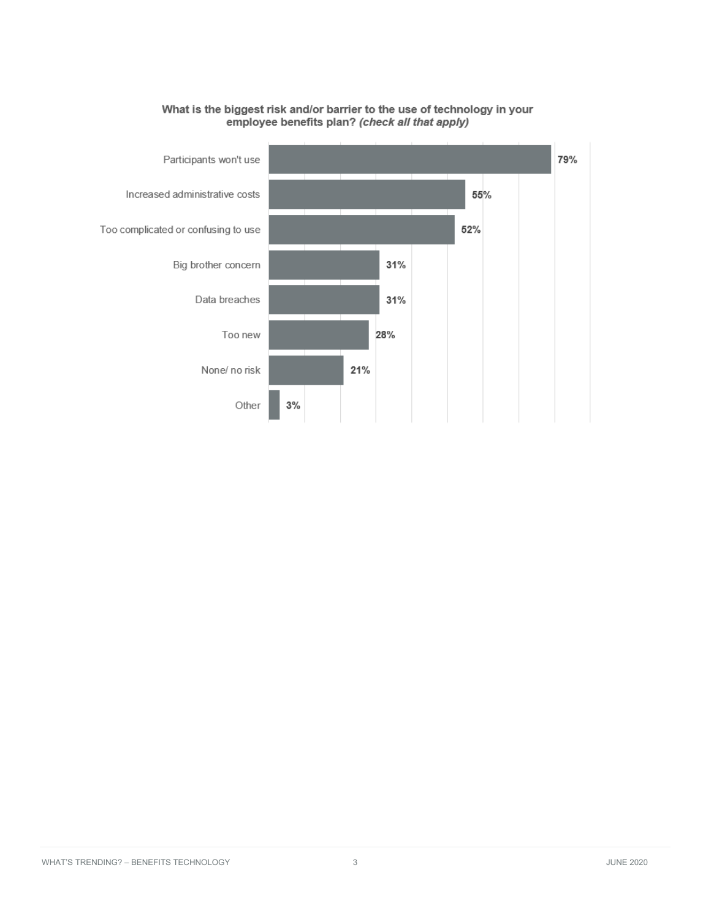**What is the biggest risk and/or barrier to the use of technology in your employee benefits plan?** ***(check all that apply)***

| Response | Percentage |
| --- | --- |
| Participants won't use | 79% |
| Increased administrative costs | 55% |
| Too complicated or confusing to use | 52% |
| Big brother concern | 31% |
| Data breaches | 31% |
| Too new | 28% |
| None/ no risk | 21% |
| Other | 3% |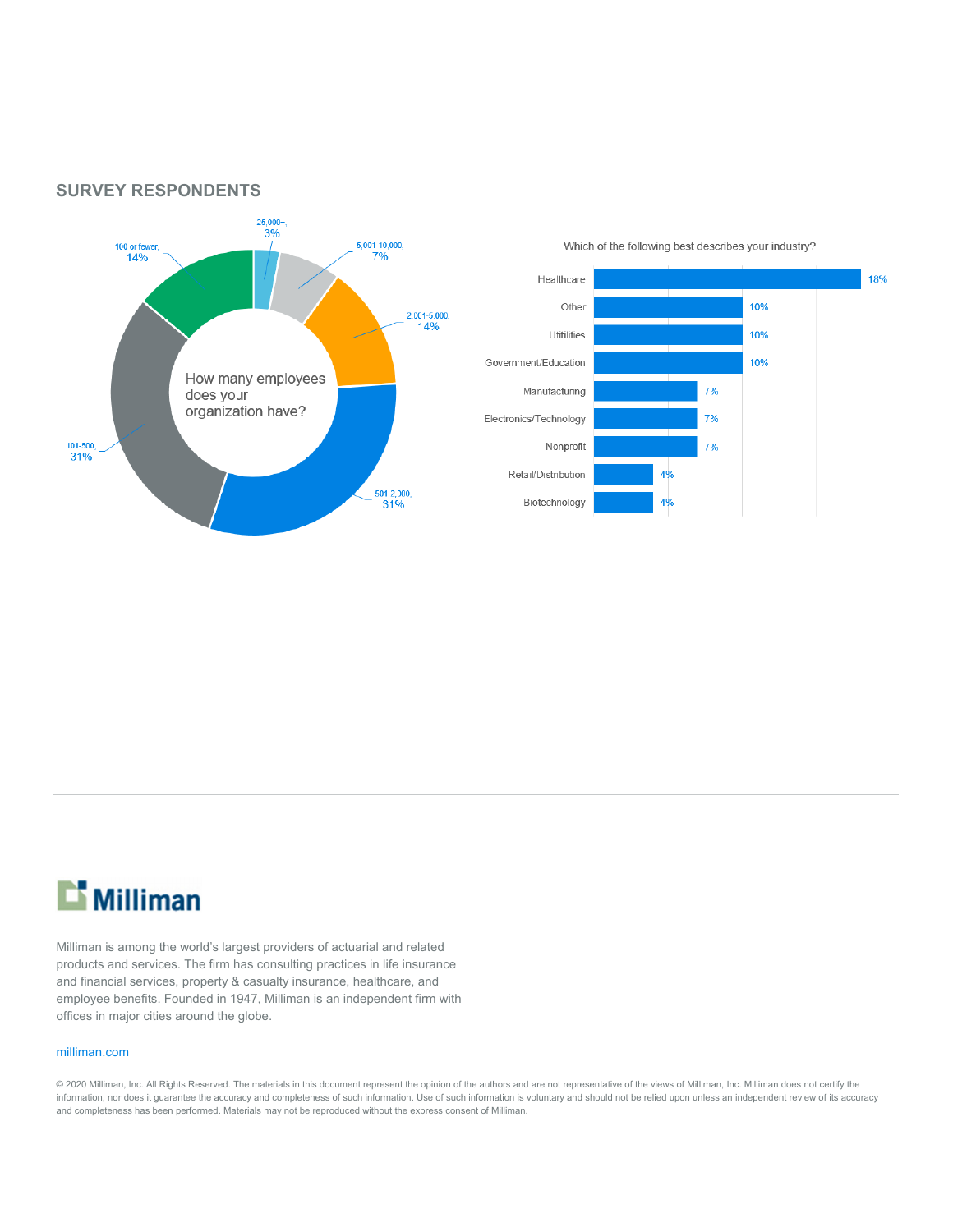## SURVEY RESPONDENTS

How many employees does your organization have?

25,000+, 3%

5,001-10,000, 7%

2,001-5,000, 14%

501-2,000, 31%

101-500, 31%

100 or fewer, 14%

Which of the following best describes your industry?

Healthcare 18%

Other 10%

Utitilities 10%

Government/Education 10%

Manufacturing 7%

Electronics/Technology 7%

Nonprofit 7%

Retail/Distribution 4%

Biotechnology 4%

---

**Milliman**

Milliman is among the world's largest providers of actuarial and related products and services. The firm has consulting practices in life insurance and financial services, property & casualty insurance, healthcare, and employee benefits. Founded in 1947, Milliman is an independent firm with offices in major cities around the globe.

milliman.com

© 2020 Milliman, Inc. All Rights Reserved. The materials in this document represent the opinion of the authors and are not representative of the views of Milliman, Inc. Milliman does not certify the information, nor does it guarantee the accuracy and completeness of such information. Use of such information is voluntary and should not be relied upon unless an independent review of its accuracy and completeness has been performed. Materials may not be reproduced without the express consent of Milliman.